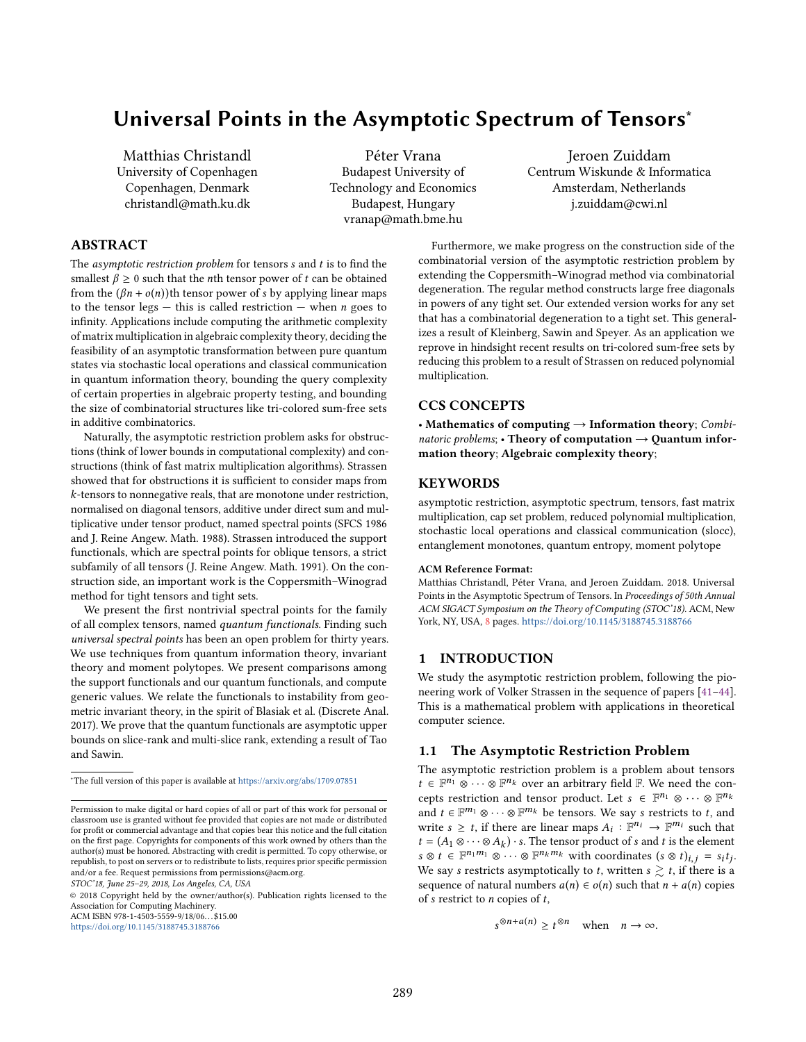# Universal Points in the Asymptotic Spectrum of Tensors*

Matthias Christandl
University of Copenhagen
Copenhagen, Denmark
christandl@math.ku.dk

Péter Vrana
Budapest University of Technology and Economics
Budapest, Hungary
vranap@math.bme.hu

Jeroen Zuiddam
Centrum Wiskunde & Informatica
Amsterdam, Netherlands
j.zuiddam@cwi.nl

## ABSTRACT

The *asymptotic restriction problem* for tensors $s$ and $t$ is to find the smallest $\beta \geq 0$ such that the $n$th tensor power of $t$ can be obtained from the $(\beta n + o(n))$th tensor power of $s$ by applying linear maps to the tensor legs — this is called restriction — when $n$ goes to infinity. Applications include computing the arithmetic complexity of matrix multiplication in algebraic complexity theory, deciding the feasibility of an asymptotic transformation between pure quantum states via stochastic local operations and classical communication in quantum information theory, bounding the query complexity of certain properties in algebraic property testing, and bounding the size of combinatorial structures like tri-colored sum-free sets in additive combinatorics.

Naturally, the asymptotic restriction problem asks for obstructions (think of lower bounds in computational complexity) and constructions (think of fast matrix multiplication algorithms). Strassen showed that for obstructions it is sufficient to consider maps from $k$-tensors to nonnegative reals, that are monotone under restriction, normalised on diagonal tensors, additive under direct sum and multiplicative under tensor product, named spectral points (SFCS 1986 and J. Reine Angew. Math. 1988). Strassen introduced the support functionals, which are spectral points for oblique tensors, a strict subfamily of all tensors (J. Reine Angew. Math. 1991). On the construction side, an important work is the Coppersmith–Winograd method for tight tensors and tight sets.

We present the first nontrivial spectral points for the family of all complex tensors, named *quantum functionals*. Finding such *universal spectral points* has been an open problem for thirty years. We use techniques from quantum information theory, invariant theory and moment polytopes. We present comparisons among the support functionals and our quantum functionals, and compute generic values. We relate the functionals to instability from geometric invariant theory, in the spirit of Blasiak et al. (Discrete Anal. 2017). We prove that the quantum functionals are asymptotic upper bounds on slice-rank and multi-slice rank, extending a result of Tao and Sawin.

Furthermore, we make progress on the construction side of the combinatorial version of the asymptotic restriction problem by extending the Coppersmith–Winograd method via combinatorial degeneration. The regular method constructs large free diagonals in powers of any tight set. Our extended version works for any set that has a combinatorial degeneration to a tight set. This generalizes a result of Kleinberg, Sawin and Speyer. As an application we reprove in hindsight recent results on tri-colored sum-free sets by reducing this problem to a result of Strassen on reduced polynomial multiplication.

## CCS CONCEPTS

• **Mathematics of computing** → **Information theory**; *Combinatoric problems*; • **Theory of computation** → **Quantum information theory**; **Algebraic complexity theory**;

## KEYWORDS

asymptotic restriction, asymptotic spectrum, tensors, fast matrix multiplication, cap set problem, reduced polynomial multiplication, stochastic local operations and classical communication (slocc), entanglement monotones, quantum entropy, moment polytope

**ACM Reference Format:**
Matthias Christandl, Péter Vrana, and Jeroen Zuiddam. 2018. Universal Points in the Asymptotic Spectrum of Tensors. In *Proceedings of 50th Annual ACM SIGACT Symposium on the Theory of Computing (STOC'18)*. ACM, New York, NY, USA, 8 pages. https://doi.org/10.1145/3188745.3188766

## 1 INTRODUCTION

We study the asymptotic restriction problem, following the pioneering work of Volker Strassen in the sequence of papers [41–44]. This is a mathematical problem with applications in theoretical computer science.

### 1.1 The Asymptotic Restriction Problem

The asymptotic restriction problem is a problem about tensors $t \in \mathbb{F}^{n_1} \otimes \cdots \otimes \mathbb{F}^{n_k}$ over an arbitrary field $\mathbb{F}$. We need the concepts restriction and tensor product. Let $s \in \mathbb{F}^{n_1} \otimes \cdots \otimes \mathbb{F}^{n_k}$ and $t \in \mathbb{F}^{m_1} \otimes \cdots \otimes \mathbb{F}^{m_k}$ be tensors. We say $s$ restricts to $t$, and write $s \geq t$, if there are linear maps $A_i : \mathbb{F}^{n_i} \to \mathbb{F}^{m_i}$ such that $t = (A_1 \otimes \cdots \otimes A_k) \cdot s$. The tensor product of $s$ and $t$ is the element $s \otimes t \in \mathbb{F}^{n_1 m_1} \otimes \cdots \otimes \mathbb{F}^{n_k m_k}$ with coordinates $(s \otimes t)_{i,j} = s_i t_j$. We say $s$ restricts asymptotically to $t$, written $s \gtrsim t$, if there is a sequence of natural numbers $a(n) \in o(n)$ such that $n + a(n)$ copies of $s$ restrict to $n$ copies of $t$,

$$s^{\otimes n+a(n)} \geq t^{\otimes n} \quad \text{when} \quad n \to \infty.$$

*The full version of this paper is available at https://arxiv.org/abs/1709.07851

Permission to make digital or hard copies of all or part of this work for personal or classroom use is granted without fee provided that copies are not made or distributed for profit or commercial advantage and that copies bear this notice and the full citation on the first page. Copyrights for components of this work owned by others than the author(s) must be honored. Abstracting with credit is permitted. To copy otherwise, or republish, to post on servers or to redistribute to lists, requires prior specific permission and/or a fee. Request permissions from permissions@acm.org.
STOC'18, June 25–29, 2018, Los Angeles, CA, USA
© 2018 Copyright held by the owner/author(s). Publication rights licensed to the Association for Computing Machinery.
ACM ISBN 978-1-4503-5559-9/18/06...$15.00
https://doi.org/10.1145/3188745.3188766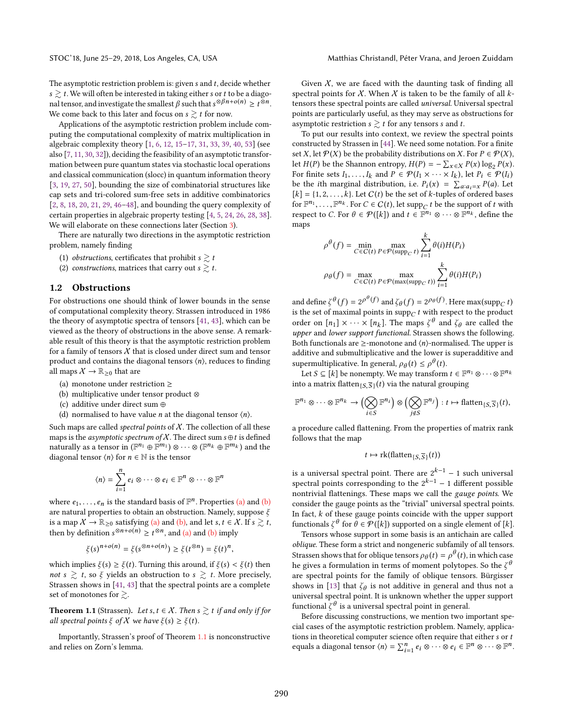The asymptotic restriction problem is: given $s$ and $t$, decide whether $s \gtrsim t$. We will often be interested in taking either $s$ or $t$ to be a diagonal tensor, and investigate the smallest $\beta$ such that $s^{\otimes \beta n + o(n)} \geq t^{\otimes n}$. We come back to this later and focus on $s \gtrsim t$ for now.

Applications of the asymptotic restriction problem include computing the computational complexity of matrix multiplication in algebraic complexity theory [1, 6, 12, 15–17, 31, 33, 39, 40, 53] (see also [7, 11, 30, 32]), deciding the feasibility of an asymptotic transformation between pure quantum states via stochastic local operations and classical communication (slocc) in quantum information theory [3, 19, 27, 50], bounding the size of combinatorial structures like cap sets and tri-colored sum-free sets in additive combinatorics [2, 8, 18, 20, 21, 29, 46–48], and bounding the query complexity of certain properties in algebraic property testing [4, 5, 24, 26, 28, 38]. We will elaborate on these connections later (Section 3).

There are naturally two directions in the asymptotic restriction problem, namely finding

(1) *obstructions*, certificates that prohibit $s \gtrsim t$
(2) *constructions*, matrices that carry out $s \gtrsim t$.

## 1.2 Obstructions

For obstructions one should think of lower bounds in the sense of computational complexity theory. Strassen introduced in 1986 the theory of asymptotic spectra of tensors [41, 43], which can be viewed as the theory of obstructions in the above sense. A remarkable result of this theory is that the asymptotic restriction problem for a family of tensors $\mathcal{X}$ that is closed under direct sum and tensor product and contains the diagonal tensors $\langle n \rangle$, reduces to finding all maps $\mathcal{X} \to \mathbb{R}_{\geq 0}$ that are

(a) monotone under restriction $\geq$
(b) multiplicative under tensor product $\otimes$
(c) additive under direct sum $\oplus$
(d) normalised to have value $n$ at the diagonal tensor $\langle n \rangle$.

Such maps are called *spectral points* of $\mathcal{X}$. The collection of all these maps is the *asymptotic spectrum of* $\mathcal{X}$. The direct sum $s \oplus t$ is defined naturally as a tensor in $(\mathbb{F}^{n_1} \oplus \mathbb{F}^{m_1}) \otimes \cdots \otimes (\mathbb{F}^{n_k} \oplus \mathbb{F}^{m_k})$ and the diagonal tensor $\langle n \rangle$ for $n \in \mathbb{N}$ is the tensor

$$\langle n \rangle = \sum_{i=1}^{n} e_i \otimes \cdots \otimes e_i \in \mathbb{F}^n \otimes \cdots \otimes \mathbb{F}^n$$

where $e_1, \ldots, e_n$ is the standard basis of $\mathbb{F}^n$. Properties (a) and (b) are natural properties to obtain an obstruction. Namely, suppose $\xi$ is a map $\mathcal{X} \to \mathbb{R}_{\geq 0}$ satisfying (a) and (b), and let $s, t \in \mathcal{X}$. If $s \gtrsim t$, then by definition $s^{\otimes n + o(n)} \geq t^{\otimes n}$, and (a) and (b) imply

$$\xi(s)^{n+o(n)} = \xi(s^{\otimes n + o(n)}) \geq \xi(t^{\otimes n}) = \xi(t)^n,$$

which implies $\xi(s) \geq \xi(t)$. Turning this around, if $\xi(s) < \xi(t)$ then *not* $s \gtrsim t$, so $\xi$ yields an obstruction to $s \gtrsim t$. More precisely, Strassen shows in [41, 43] that the spectral points are a complete set of monotones for $\gtrsim$.

**Theorem 1.1** (Strassen). *Let $s, t \in \mathcal{X}$. Then $s \gtrsim t$ if and only if for all spectral points $\xi$ of $\mathcal{X}$ we have $\xi(s) \geq \xi(t)$.*

Importantly, Strassen's proof of Theorem 1.1 is nonconstructive and relies on Zorn's lemma.

Given $\mathcal{X}$, we are faced with the daunting task of finding all spectral points for $\mathcal{X}$. When $\mathcal{X}$ is taken to be the family of all $k$-tensors these spectral points are called *universal*. Universal spectral points are particularly useful, as they may serve as obstructions for asymptotic restriction $s \gtrsim t$ for any tensors $s$ and $t$.

To put our results into context, we review the spectral points constructed by Strassen in [44]. We need some notation. For a finite set $X$, let $\mathcal{P}(X)$ be the probability distributions on $X$. For $P \in \mathcal{P}(X)$, let $H(P)$ be the Shannon entropy, $H(P) = -\sum_{x \in X} P(x) \log_2 P(x)$. For finite sets $I_1, \ldots, I_k$ and $P \in \mathcal{P}(I_1 \times \cdots \times I_k)$, let $P_i \in \mathcal{P}(I_i)$ be the $i$th marginal distribution, i.e. $P_i(x) = \sum_{a: a_i = x} P(a)$. Let $[k] = \{1, 2, \ldots, k\}$. Let $C(t)$ be the set of $k$-tuples of ordered bases for $\mathbb{F}^{n_1}, \ldots, \mathbb{F}^{n_k}$. For $C \in C(t)$, let $\mathrm{supp}_C\, t$ be the support of $t$ with respect to $C$. For $\theta \in \mathcal{P}([k])$ and $t \in \mathbb{F}^{n_1} \otimes \cdots \otimes \mathbb{F}^{n_k}$, define the maps

$$\rho^\theta(f) = \min_{C \in C(t)} \max_{P \in \mathcal{P}(\mathrm{supp}_C\, t)} \sum_{i=1}^{k} \theta(i) H(P_i)$$

$$\rho_\theta(f) = \max_{C \in C(t)} \max_{P \in \mathcal{P}(\max(\mathrm{supp}_C\, t))} \sum_{i=1}^{k} \theta(i) H(P_i)$$

and define $\zeta^\theta(f) = 2^{\rho^\theta(f)}$ and $\zeta_\theta(f) = 2^{\rho_\theta(f)}$. Here $\max(\mathrm{supp}_C\, t)$ is the set of maximal points in $\mathrm{supp}_C\, t$ with respect to the product order on $[n_1] \times \cdots \times [n_k]$. The maps $\zeta^\theta$ and $\zeta_\theta$ are called the *upper* and *lower support functional*. Strassen shows the following. Both functionals are $\geq$-monotone and $\langle n \rangle$-normalised. The upper is additive and submultiplicative and the lower is superadditive and supermultiplicative. In general, $\rho_\theta(t) \leq \rho^\theta(t)$.

Let $S \subseteq [k]$ be nonempty. We may transform $t \in \mathbb{F}^{n_1} \otimes \cdots \otimes \mathbb{F}^{n_k}$ into a matrix $\mathrm{flatten}_{\{S, \overline{S}\}}(t)$ via the natural grouping

$$\mathbb{F}^{n_1} \otimes \cdots \otimes \mathbb{F}^{n_k} \to \Big(\bigotimes_{i \in S} \mathbb{F}^{n_i}\Big) \otimes \Big(\bigotimes_{j \notin S} \mathbb{F}^{n_j}\Big) : t \mapsto \mathrm{flatten}_{\{S, \overline{S}\}}(t),$$

a procedure called flattening. From the properties of matrix rank follows that the map

$$t \mapsto \mathrm{rk}(\mathrm{flatten}_{\{S, \overline{S}\}}(t))$$

is a universal spectral point. There are $2^{k-1} - 1$ such universal spectral points corresponding to the $2^{k-1} - 1$ different possible nontrivial flattenings. These maps we call the *gauge points*. We consider the gauge points as the "trivial" universal spectral points. In fact, $k$ of these gauge points coincide with the upper support functionals $\zeta^\theta$ for $\theta \in \mathcal{P}([k])$ supported on a single element of $[k]$.

Tensors whose support in some basis is an antichain are called *oblique*. These form a strict and nongeneric subfamily of all tensors. Strassen shows that for oblique tensors $\rho_\theta(t) = \rho^\theta(t)$, in which case he gives a formulation in terms of moment polytopes. So the $\zeta^\theta$ are spectral points for the family of oblique tensors. Bürgisser shows in [13] that $\zeta_\theta$ is not additive in general and thus not a universal spectral point. It is unknown whether the upper support functional $\zeta^\theta$ is a universal spectral point in general.

Before discussing constructions, we mention two important special cases of the asymptotic restriction problem. Namely, applications in theoretical computer science often require that either $s$ or $t$ equals a diagonal tensor $\langle n \rangle = \sum_{i=1}^{n} e_i \otimes \cdots \otimes e_i \in \mathbb{F}^n \otimes \cdots \otimes \mathbb{F}^n$.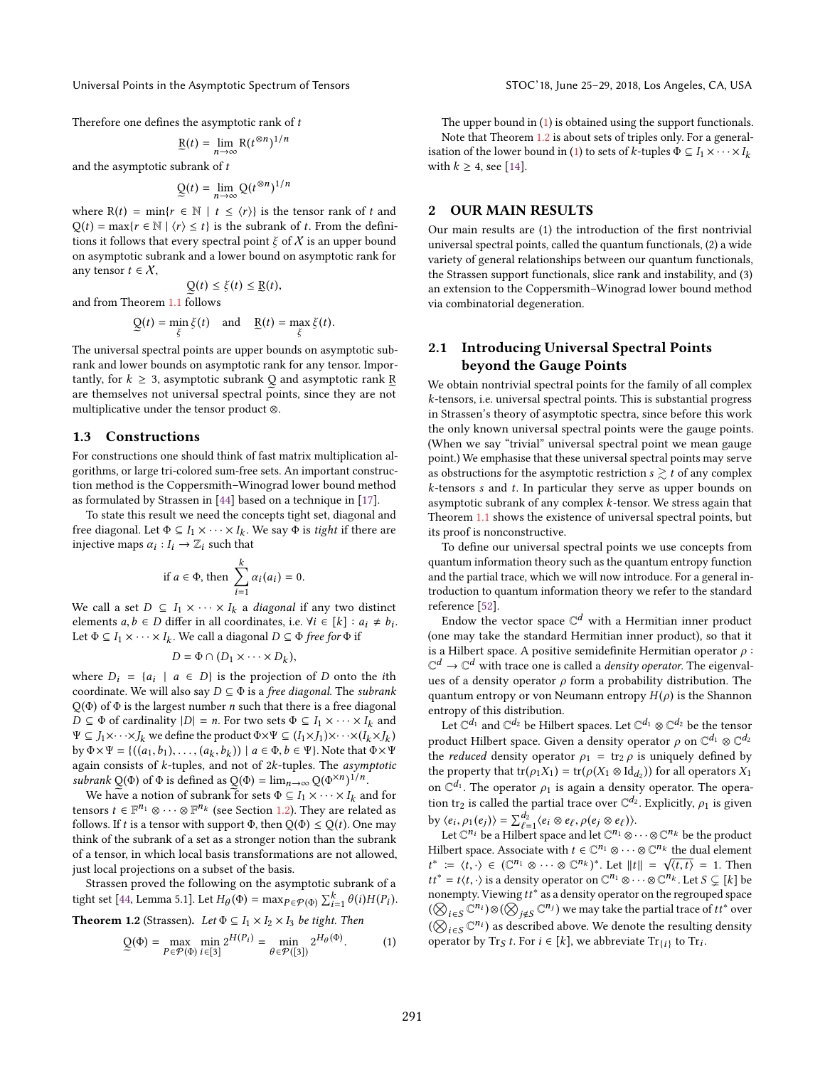Therefore one defines the asymptotic rank of $t$

$$\underset{\sim}{\mathrm{R}}(t) = \lim_{n\to\infty} \mathrm{R}(t^{\otimes n})^{1/n}$$

and the asymptotic subrank of $t$

$$\underset{\sim}{\mathrm{Q}}(t) = \lim_{n\to\infty} \mathrm{Q}(t^{\otimes n})^{1/n}$$

where $\mathrm{R}(t) = \min\{r \in \mathbb{N} \mid t \leq \langle r\rangle\}$ is the tensor rank of $t$ and $\mathrm{Q}(t) = \max\{r \in \mathbb{N} \mid \langle r\rangle \leq t\}$ is the subrank of $t$. From the definitions it follows that every spectral point $\xi$ of $\mathcal{X}$ is an upper bound on asymptotic subrank and a lower bound on asymptotic rank for any tensor $t \in \mathcal{X}$,

$$\underset{\sim}{\mathrm{Q}}(t) \leq \xi(t) \leq \underset{\sim}{\mathrm{R}}(t),$$

and from Theorem 1.1 follows

$$\underset{\sim}{\mathrm{Q}}(t) = \min_{\xi} \xi(t) \quad \text{and} \quad \underset{\sim}{\mathrm{R}}(t) = \max_{\xi} \xi(t).$$

The universal spectral points are upper bounds on asymptotic subrank and lower bounds on asymptotic rank for any tensor. Importantly, for $k \geq 3$, asymptotic subrank $\underset{\sim}{\mathrm{Q}}$ and asymptotic rank $\underset{\sim}{\mathrm{R}}$ are themselves not universal spectral points, since they are not multiplicative under the tensor product $\otimes$.

### 1.3 Constructions

For constructions one should think of fast matrix multiplication algorithms, or large tri-colored sum-free sets. An important construction method is the Coppersmith–Winograd lower bound method as formulated by Strassen in [44] based on a technique in [17].

To state this result we need the concepts tight set, diagonal and free diagonal. Let $\Phi \subseteq I_1 \times \cdots \times I_k$. We say $\Phi$ is *tight* if there are injective maps $\alpha_i : I_i \to \mathbb{Z}_i$ such that

$$\text{if } a \in \Phi, \text{ then } \sum_{i=1}^{k} \alpha_i(a_i) = 0.$$

We call a set $D \subseteq I_1 \times \cdots \times I_k$ a *diagonal* if any two distinct elements $a, b \in D$ differ in all coordinates, i.e. $\forall i \in [k] : a_i \neq b_i$. Let $\Phi \subseteq I_1 \times \cdots \times I_k$. We call a diagonal $D \subseteq \Phi$ *free for* $\Phi$ if

$$D = \Phi \cap (D_1 \times \cdots \times D_k),$$

where $D_i = \{a_i \mid a \in D\}$ is the projection of $D$ onto the $i$th coordinate. We will also say $D \subseteq \Phi$ is a *free diagonal*. The *subrank* $\mathrm{Q}(\Phi)$ of $\Phi$ is the largest number $n$ such that there is a free diagonal $D \subseteq \Phi$ of cardinality $|D| = n$. For two sets $\Phi \subseteq I_1 \times \cdots \times I_k$ and $\Psi \subseteq J_1 \times \cdots \times J_k$ we define the product $\Phi \times \Psi \subseteq (I_1 \times J_1) \times \cdots \times (I_k \times J_k)$ by $\Phi \times \Psi = \{((a_1, b_1), \ldots, (a_k, b_k)) \mid a \in \Phi, b \in \Psi\}$. Note that $\Phi \times \Psi$ again consists of $k$-tuples, and not of $2k$-tuples. The *asymptotic subrank* $\underset{\sim}{\mathrm{Q}}(\Phi)$ of $\Phi$ is defined as $\underset{\sim}{\mathrm{Q}}(\Phi) = \lim_{n\to\infty} \mathrm{Q}(\Phi^{\times n})^{1/n}$.

We have a notion of subrank for sets $\Phi \subseteq I_1 \times \cdots \times I_k$ and for tensors $t \in \mathbb{F}^{n_1} \otimes \cdots \otimes \mathbb{F}^{n_k}$ (see Section 1.2). They are related as follows. If $t$ is a tensor with support $\Phi$, then $\mathrm{Q}(\Phi) \leq \mathrm{Q}(t)$. One may think of the subrank of a set as a stronger notion than the subrank of a tensor, in which local basis transformations are not allowed, just local projections on a subset of the basis.

Strassen proved the following on the asymptotic subrank of a tight set [44, Lemma 5.1]. Let $H_\theta(\Phi) = \max_{P \in \mathcal{P}(\Phi)} \sum_{i=1}^{k} \theta(i) H(P_i)$.

**Theorem 1.2** (Strassen). *Let $\Phi \subseteq I_1 \times I_2 \times I_3$ be tight. Then*

$$\underset{\sim}{\mathrm{Q}}(\Phi) = \max_{P \in \mathcal{P}(\Phi)} \min_{i \in [3]} 2^{H(P_i)} = \min_{\theta \in \mathcal{P}([3])} 2^{H_\theta(\Phi)}. \tag{1}$$

The upper bound in (1) is obtained using the support functionals.

Note that Theorem 1.2 is about sets of triples only. For a generalisation of the lower bound in (1) to sets of $k$-tuples $\Phi \subseteq I_1 \times \cdots \times I_k$ with $k \geq 4$, see [14].

## 2 OUR MAIN RESULTS

Our main results are (1) the introduction of the first nontrivial universal spectral points, called the quantum functionals, (2) a wide variety of general relationships between our quantum functionals, the Strassen support functionals, slice rank and instability, and (3) an extension to the Coppersmith–Winograd lower bound method via combinatorial degeneration.

### 2.1 Introducing Universal Spectral Points beyond the Gauge Points

We obtain nontrivial spectral points for the family of all complex $k$-tensors, i.e. universal spectral points. This is substantial progress in Strassen's theory of asymptotic spectra, since before this work the only known universal spectral points were the gauge points. (When we say "trivial" universal spectral point we mean gauge point.) We emphasise that these universal spectral points may serve as obstructions for the asymptotic restriction $s \gtrsim t$ of any complex $k$-tensors $s$ and $t$. In particular they serve as upper bounds on asymptotic subrank of any complex $k$-tensor. We stress again that Theorem 1.1 shows the existence of universal spectral points, but its proof is nonconstructive.

To define our universal spectral points we use concepts from quantum information theory such as the quantum entropy function and the partial trace, which we will now introduce. For a general introduction to quantum information theory we refer to the standard reference [52].

Endow the vector space $\mathbb{C}^d$ with a Hermitian inner product (one may take the standard Hermitian inner product), so that it is a Hilbert space. A positive semidefinite Hermitian operator $\rho : \mathbb{C}^d \to \mathbb{C}^d$ with trace one is called a *density operator*. The eigenvalues of a density operator $\rho$ form a probability distribution. The quantum entropy or von Neumann entropy $H(\rho)$ is the Shannon entropy of this distribution.

Let $\mathbb{C}^{d_1}$ and $\mathbb{C}^{d_2}$ be Hilbert spaces. Let $\mathbb{C}^{d_1} \otimes \mathbb{C}^{d_2}$ be the tensor product Hilbert space. Given a density operator $\rho$ on $\mathbb{C}^{d_1} \otimes \mathbb{C}^{d_2}$ the *reduced* density operator $\rho_1 = \mathrm{tr}_2\, \rho$ is uniquely defined by the property that $\mathrm{tr}(\rho_1 X_1) = \mathrm{tr}(\rho(X_1 \otimes \mathrm{Id}_{d_2}))$ for all operators $X_1$ on $\mathbb{C}^{d_1}$. The operator $\rho_1$ is again a density operator. The operation $\mathrm{tr}_2$ is called the partial trace over $\mathbb{C}^{d_2}$. Explicitly, $\rho_1$ is given by $\langle e_i, \rho_1(e_j)\rangle = \sum_{\ell=1}^{d_2} \langle e_i \otimes e_\ell, \rho(e_j \otimes e_\ell)\rangle$.

Let $\mathbb{C}^{n_i}$ be a Hilbert space and let $\mathbb{C}^{n_1} \otimes \cdots \otimes \mathbb{C}^{n_k}$ be the product Hilbert space. Associate with $t \in \mathbb{C}^{n_1} \otimes \cdots \otimes \mathbb{C}^{n_k}$ the dual element $t^* := \langle t, \cdot\rangle \in (\mathbb{C}^{n_1} \otimes \cdots \otimes \mathbb{C}^{n_k})^*$. Let $\|t\| = \sqrt{\langle t, t\rangle} = 1$. Then $tt^* = t\langle t, \cdot\rangle$ is a density operator on $\mathbb{C}^{n_1} \otimes \cdots \otimes \mathbb{C}^{n_k}$. Let $S \subsetneq [k]$ be nonempty. Viewing $tt^*$ as a density operator on the regrouped space $(\bigotimes_{i\in S} \mathbb{C}^{n_i}) \otimes (\bigotimes_{j \notin S} \mathbb{C}^{n_j})$ we may take the partial trace of $tt^*$ over $(\bigotimes_{i\in S} \mathbb{C}^{n_i})$ as described above. We denote the resulting density operator by $\mathrm{Tr}_S\, t$. For $i \in [k]$, we abbreviate $\mathrm{Tr}_{\{i\}}$ to $\mathrm{Tr}_i$.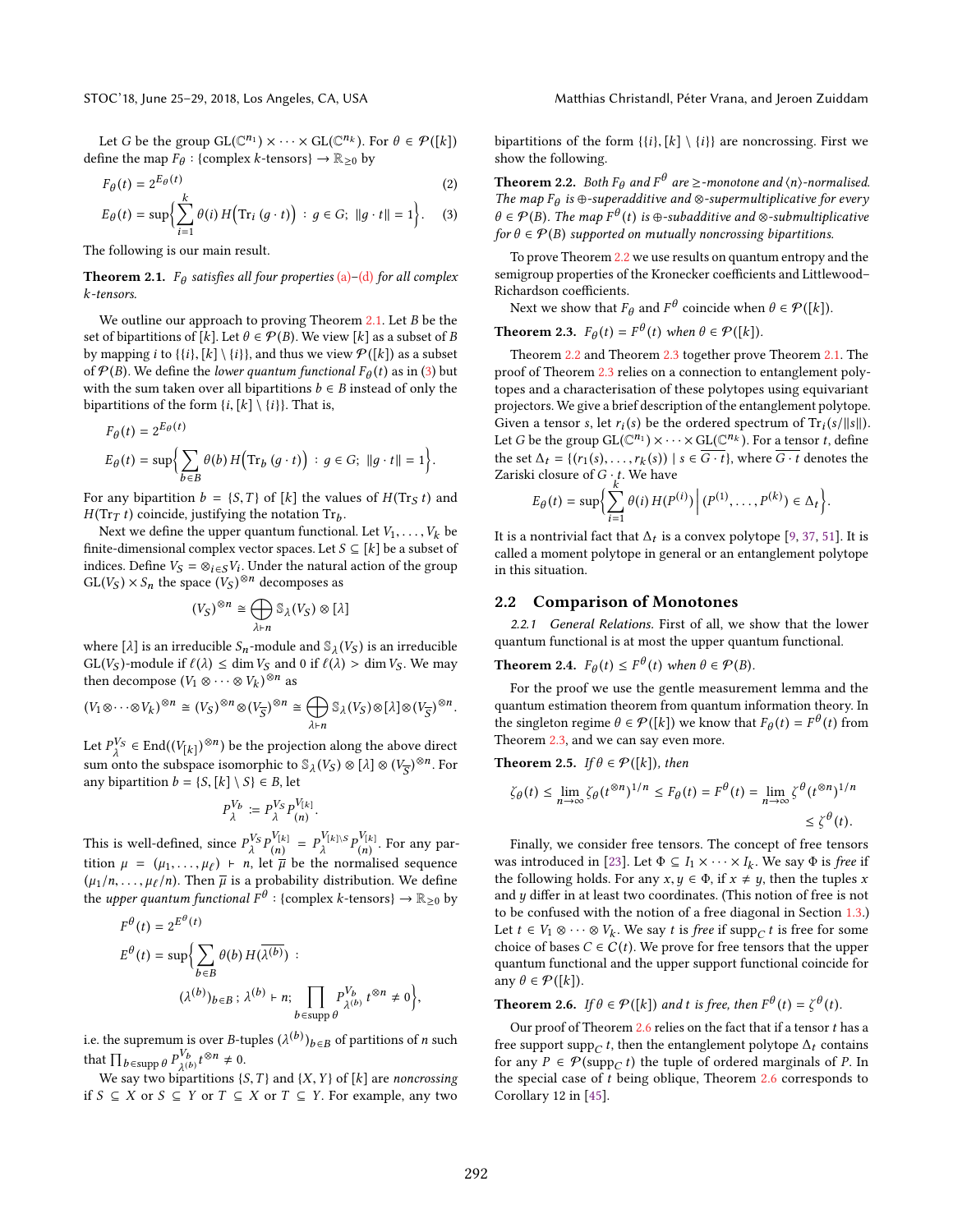Let $G$ be the group $\mathrm{GL}(\mathbb{C}^{n_1}) \times \cdots \times \mathrm{GL}(\mathbb{C}^{n_k})$. For $\theta \in \mathcal{P}([k])$ define the map $F_\theta : \{\text{complex } k\text{-tensors}\} \to \mathbb{R}_{\geq 0}$ by

$$F_\theta(t) = 2^{E_\theta(t)} \tag{2}$$

$$E_\theta(t) = \sup\Big\{ \sum_{i=1}^{k} \theta(i)\, H\Big(\mathrm{Tr}_i\,(g \cdot t)\Big) \;:\; g \in G;\; \|g \cdot t\| = 1 \Big\}. \tag{3}$$

The following is our main result.

**Theorem 2.1.** *$F_\theta$ satisfies all four properties (a)–(d) for all complex $k$-tensors.*

We outline our approach to proving Theorem 2.1. Let $B$ be the set of bipartitions of $[k]$. Let $\theta \in \mathcal{P}(B)$. We view $[k]$ as a subset of $B$ by mapping $i$ to $\{\{i\}, [k] \setminus \{i\}\}$, and thus we view $\mathcal{P}([k])$ as a subset of $\mathcal{P}(B)$. We define the *lower quantum functional* $F_\theta(t)$ as in (3) but with the sum taken over all bipartitions $b \in B$ instead of only the bipartitions of the form $\{i, [k] \setminus \{i\}\}$. That is,

$$F_\theta(t) = 2^{E_\theta(t)}$$

$$E_\theta(t) = \sup\Big\{ \sum_{b \in B} \theta(b)\, H\Big(\mathrm{Tr}_b\,(g \cdot t)\Big) \;:\; g \in G;\; \|g \cdot t\| = 1 \Big\}.$$

For any bipartition $b = \{S, T\}$ of $[k]$ the values of $H(\mathrm{Tr}_S\, t)$ and $H(\mathrm{Tr}_T\, t)$ coincide, justifying the notation $\mathrm{Tr}_b$.

Next we define the upper quantum functional. Let $V_1, \ldots, V_k$ be finite-dimensional complex vector spaces. Let $S \subseteq [k]$ be a subset of indices. Define $V_S = \otimes_{i \in S} V_i$. Under the natural action of the group $\mathrm{GL}(V_S) \times S_n$ the space $(V_S)^{\otimes n}$ decomposes as

$$(V_S)^{\otimes n} \cong \bigoplus_{\lambda \vdash n} \mathbb{S}_\lambda(V_S) \otimes [\lambda]$$

where $[\lambda]$ is an irreducible $S_n$-module and $\mathbb{S}_\lambda(V_S)$ is an irreducible $\mathrm{GL}(V_S)$-module if $\ell(\lambda) \leq \dim V_S$ and 0 if $\ell(\lambda) > \dim V_S$. We may then decompose $(V_1 \otimes \cdots \otimes V_k)^{\otimes n}$ as

$$(V_1 \otimes \cdots \otimes V_k)^{\otimes n} \cong (V_S)^{\otimes n} \otimes (V_{\overline{S}})^{\otimes n} \cong \bigoplus_{\lambda \vdash n} \mathbb{S}_\lambda(V_S) \otimes [\lambda] \otimes (V_{\overline{S}})^{\otimes n}.$$

Let $P_\lambda^{V_S} \in \mathrm{End}((V_{[k]})^{\otimes n})$ be the projection along the above direct sum onto the subspace isomorphic to $\mathbb{S}_\lambda(V_S) \otimes [\lambda] \otimes (V_{\overline{S}})^{\otimes n}$. For any bipartition $b = \{S, [k] \setminus S\} \in B$, let

$$P_\lambda^{V_b} := P_\lambda^{V_S} P_{(n)}^{V_{[k]}}.$$

This is well-defined, since $P_\lambda^{V_S} P_{(n)}^{V_{[k]}} = P_\lambda^{V_{[k]\setminus S}} P_{(n)}^{V_{[k]}}$. For any partition $\mu = (\mu_1, \ldots, \mu_\ell) \vdash n$, let $\overline{\mu}$ be the normalised sequence $(\mu_1/n, \ldots, \mu_\ell/n)$. Then $\overline{\mu}$ is a probability distribution. We define the *upper quantum functional* $F^\theta : \{\text{complex } k\text{-tensors}\} \to \mathbb{R}_{\geq 0}$ by

$$F^\theta(t) = 2^{E^\theta(t)}$$

$$E^\theta(t) = \sup\Big\{ \sum_{b \in B} \theta(b)\, H(\overline{\lambda^{(b)}}) \;:\; (\lambda^{(b)})_{b \in B}\,;\; \lambda^{(b)} \vdash n;\; \prod_{b \in \mathrm{supp}\,\theta} P_{\lambda^{(b)}}^{V_b}\, t^{\otimes n} \neq 0 \Big\},$$

i.e. the supremum is over $B$-tuples $(\lambda^{(b)})_{b \in B}$ of partitions of $n$ such that $\prod_{b \in \mathrm{supp}\,\theta} P_{\lambda^{(b)}}^{V_b}\, t^{\otimes n} \neq 0$.

We say two bipartitions $\{S, T\}$ and $\{X, Y\}$ of $[k]$ are *noncrossing* if $S \subseteq X$ or $S \subseteq Y$ or $T \subseteq X$ or $T \subseteq Y$. For example, any two bipartitions of the form $\{\{i\}, [k] \setminus \{i\}\}$ are noncrossing. First we show the following.

**Theorem 2.2.** *Both $F_\theta$ and $F^\theta$ are $\geq$-monotone and $\langle n \rangle$-normalised. The map $F_\theta$ is $\oplus$-superadditive and $\otimes$-supermultiplicative for every $\theta \in \mathcal{P}(B)$. The map $F^\theta(t)$ is $\oplus$-subadditive and $\otimes$-submultiplicative for $\theta \in \mathcal{P}(B)$ supported on mutually noncrossing bipartitions.*

To prove Theorem 2.2 we use results on quantum entropy and the semigroup properties of the Kronecker coefficients and Littlewood–Richardson coefficients.

Next we show that $F_\theta$ and $F^\theta$ coincide when $\theta \in \mathcal{P}([k])$.

**Theorem 2.3.** *$F_\theta(t) = F^\theta(t)$ when $\theta \in \mathcal{P}([k])$.*

Theorem 2.2 and Theorem 2.3 together prove Theorem 2.1. The proof of Theorem 2.3 relies on a connection to entanglement polytopes and a characterisation of these polytopes using equivariant projectors. We give a brief description of the entanglement polytope. Given a tensor $s$, let $r_i(s)$ be the ordered spectrum of $\mathrm{Tr}_i(s/\|s\|)$. Let $G$ be the group $\mathrm{GL}(\mathbb{C}^{n_1}) \times \cdots \times \mathrm{GL}(\mathbb{C}^{n_k})$. For a tensor $t$, define the set $\Delta_t = \{(r_1(s), \ldots, r_k(s)) \mid s \in \overline{G \cdot t}\}$, where $\overline{G \cdot t}$ denotes the Zariski closure of $G \cdot t$. We have

$$E_\theta(t) = \sup\Big\{ \sum_{i=1}^{k} \theta(i)\, H(P^{(i)}) \,\Big|\, (P^{(1)}, \ldots, P^{(k)}) \in \Delta_t \Big\}.$$

It is a nontrivial fact that $\Delta_t$ is a convex polytope [9, 37, 51]. It is called a moment polytope in general or an entanglement polytope in this situation.

## 2.2 Comparison of Monotones

*2.2.1 General Relations.* First of all, we show that the lower quantum functional is at most the upper quantum functional.

**Theorem 2.4.** *$F_\theta(t) \leq F^\theta(t)$ when $\theta \in \mathcal{P}(B)$.*

For the proof we use the gentle measurement lemma and the quantum estimation theorem from quantum information theory. In the singleton regime $\theta \in \mathcal{P}([k])$ we know that $F_\theta(t) = F^\theta(t)$ from Theorem 2.3, and we can say even more.

**Theorem 2.5.** *If $\theta \in \mathcal{P}([k])$, then*

$$\zeta_\theta(t) \leq \lim_{n\to\infty} \zeta_\theta(t^{\otimes n})^{1/n} \leq F_\theta(t) = F^\theta(t) = \lim_{n\to\infty} \zeta^\theta(t^{\otimes n})^{1/n} \leq \zeta^\theta(t).$$

Finally, we consider free tensors. The concept of free tensors was introduced in [23]. Let $\Phi \subseteq I_1 \times \cdots \times I_k$. We say $\Phi$ is *free* if the following holds. For any $x, y \in \Phi$, if $x \neq y$, then the tuples $x$ and $y$ differ in at least two coordinates. (This notion of free is not to be confused with the notion of a free diagonal in Section 1.3.) Let $t \in V_1 \otimes \cdots \otimes V_k$. We say $t$ is *free* if $\mathrm{supp}_C\, t$ is free for some choice of bases $C \in \mathcal{C}(t)$. We prove for free tensors that the upper quantum functional and the upper support functional coincide for any $\theta \in \mathcal{P}([k])$.

**Theorem 2.6.** *If $\theta \in \mathcal{P}([k])$ and $t$ is free, then $F^\theta(t) = \zeta^\theta(t)$.*

Our proof of Theorem 2.6 relies on the fact that if a tensor $t$ has a free support $\mathrm{supp}_C\, t$, then the entanglement polytope $\Delta_t$ contains for any $P \in \mathcal{P}(\mathrm{supp}_C\, t)$ the tuple of ordered marginals of $P$. In the special case of $t$ being oblique, Theorem 2.6 corresponds to Corollary 12 in [45].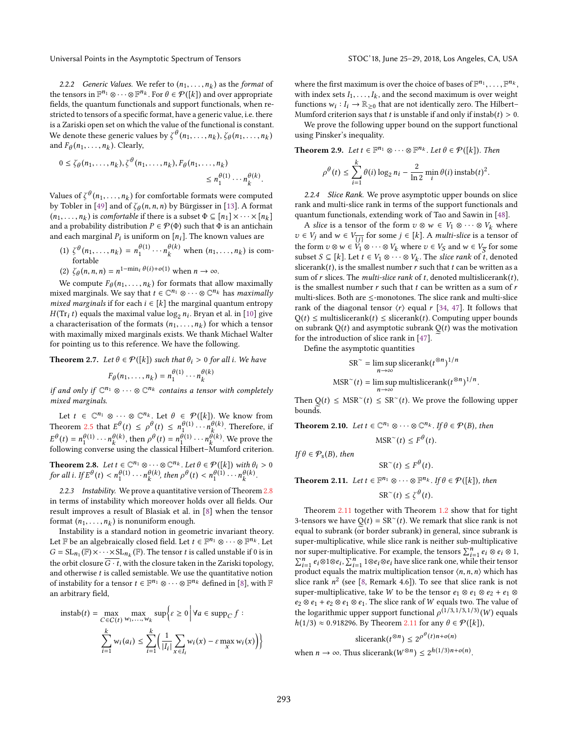#### 2.2.2 Generic Values.

We refer to $(n_1, \ldots, n_k)$ as the *format* of the tensors in $\mathbb{F}^{n_1} \otimes \cdots \otimes \mathbb{F}^{n_k}$. For $\theta \in \mathcal{P}([k])$ and over appropriate fields, the quantum functionals and support functionals, when restricted to tensors of a specific format, have a generic value, i.e. there is a Zariski open set on which the value of the functional is constant. We denote these generic values by $\zeta^\theta(n_1, \ldots, n_k)$, $\zeta_\theta(n_1, \ldots, n_k)$ and $F_\theta(n_1, \ldots, n_k)$. Clearly,

$$0 \le \zeta_\theta(n_1, \ldots, n_k), \zeta^\theta(n_1, \ldots, n_k), F_\theta(n_1, \ldots, n_k) \le n_1^{\theta(1)} \cdots n_k^{\theta(k)}.$$

Values of $\zeta^\theta(n_1, \ldots, n_k)$ for comfortable formats were computed by Tobler in [49] and of $\zeta_\theta(n, n, n)$ by Bürgisser in [13]. A format $(n_1, \ldots, n_k)$ is *comfortable* if there is a subset $\Phi \subseteq [n_1] \times \cdots \times [n_k]$ and a probability distribution $P \in \mathcal{P}(\Phi)$ such that $\Phi$ is an antichain and each marginal $P_i$ is uniform on $[n_i]$. The known values are

(1) $\zeta^\theta(n_1, \ldots, n_k) = n_1^{\theta(1)} \cdots n_k^{\theta(k)}$ when $(n_1, \ldots, n_k)$ is comfortable

(2) $\zeta_\theta(n, n, n) = n^{1 - \min_i \theta(i) + o(1)}$ when $n \to \infty$.

We compute $F_\theta(n_1, \ldots, n_k)$ for formats that allow maximally mixed marginals. We say that $t \in \mathbb{C}^{n_1} \otimes \cdots \otimes \mathbb{C}^{n_k}$ has *maximally mixed marginals* if for each $i \in [k]$ the marginal quantum entropy $H(\mathrm{Tr}_{\hat{i}}\, t)$ equals the maximal value $\log_2 n_i$. Bryan et al. in [10] give a characterisation of the formats $(n_1, \ldots, n_k)$ for which a tensor with maximally mixed marginals exists. We thank Michael Walter for pointing us to this reference. We have the following.

**Theorem 2.7.** *Let $\theta \in \mathcal{P}([k])$ such that $\theta_i > 0$ for all $i$. We have*

$$F_\theta(n_1, \ldots, n_k) = n_1^{\theta(1)} \cdots n_k^{\theta(k)}$$

*if and only if $\mathbb{C}^{n_1} \otimes \cdots \otimes \mathbb{C}^{n_k}$ contains a tensor with completely mixed marginals.*

Let $t \in \mathbb{C}^{n_1} \otimes \cdots \otimes \mathbb{C}^{n_k}$. Let $\theta \in \mathcal{P}([k])$. We know from Theorem 2.5 that $E^\theta(t) \le \rho^\theta(t) \le n_1^{\theta(1)} \cdots n_k^{\theta(k)}$. Therefore, if $E^\theta(t) = n_1^{\theta(1)} \cdots n_k^{\theta(k)}$, then $\rho^\theta(t) = n_1^{\theta(1)} \cdots n_k^{\theta(k)}$. We prove the following converse using the classical Hilbert–Mumford criterion.

**Theorem 2.8.** *Let $t \in \mathbb{C}^{n_1} \otimes \cdots \otimes \mathbb{C}^{n_k}$. Let $\theta \in \mathcal{P}([k])$ with $\theta_i > 0$ for all $i$. If $E^\theta(t) < n_1^{\theta(1)} \cdots n_k^{\theta(k)}$, then $\rho^\theta(t) < n_1^{\theta(1)} \cdots n_k^{\theta(k)}$.*

#### 2.2.3 Instability.

We prove a quantitative version of Theorem 2.8 in terms of instability which moreover holds over all fields. Our result improves a result of Blasiak et al. in [8] when the tensor format $(n_1, \ldots, n_k)$ is nonuniform enough.

Instability is a standard notion in geometric invariant theory. Let $\mathbb{F}$ be an algebraically closed field. Let $t \in \mathbb{F}^{n_1} \otimes \cdots \otimes \mathbb{F}^{n_k}$. Let $G = \mathrm{SL}_{n_1}(\mathbb{F}) \times \cdots \times \mathrm{SL}_{n_k}(\mathbb{F})$. The tensor $t$ is called unstable if 0 is in the orbit closure $\overline{G \cdot t}$, with the closure taken in the Zariski topology, and otherwise $t$ is called semistable. We use the quantitative notion of instability for a tensor $t \in \mathbb{F}^{n_1} \otimes \cdots \otimes \mathbb{F}^{n_k}$ defined in [8], with $\mathbb{F}$ an arbitrary field,

$$\mathrm{instab}(t) = \max_{C \in \mathcal{C}(t)} \max_{w_1, \ldots, w_k} \sup \Big\{ \varepsilon \ge 0 \,\Big|\, \forall a \in \mathrm{supp}_C f : \sum_{i=1}^k w_i(a_i) \le \sum_{i=1}^k \Big( \frac{1}{|I_i|} \sum_{x \in I_i} w_i(x) - \varepsilon \max_x w_i(x) \Big) \Big\}$$

where the first maximum is over the choice of bases of $\mathbb{F}^{n_1}, \ldots, \mathbb{F}^{n_k}$, with index sets $I_1, \ldots, I_k$, and the second maximum is over weight functions $w_i : I_i \to \mathbb{R}_{\ge 0}$ that are not identically zero. The Hilbert–Mumford criterion says that $t$ is unstable if and only if $\mathrm{instab}(t) > 0$.

We prove the following upper bound on the support functional using Pinsker's inequality.

**Theorem 2.9.** *Let $t \in \mathbb{F}^{n_1} \otimes \cdots \otimes \mathbb{F}^{n_k}$. Let $\theta \in \mathcal{P}([k])$. Then*

$$\rho^\theta(t) \le \sum_{i=1}^k \theta(i) \log_2 n_i - \frac{2}{\ln 2} \min_i \theta(i)\, \mathrm{instab}(t)^2.$$

#### 2.2.4 Slice Rank.

We prove asymptotic upper bounds on slice rank and multi-slice rank in terms of the support functionals and quantum functionals, extending work of Tao and Sawin in [48].

A *slice* is a tensor of the form $v \otimes w \in V_1 \otimes \cdots \otimes V_k$ where $v \in V_j$ and $w \in V_{\overline{\{j\}}}$ for some $j \in [k]$. A *multi-slice* is a tensor of the form $v \otimes w \in V_1 \otimes \cdots \otimes V_k$ where $v \in V_S$ and $w \in V_{\overline{S}}$ for some subset $S \subseteq [k]$. Let $t \in V_1 \otimes \cdots \otimes V_k$. The *slice rank* of $t$, denoted $\mathrm{slicerank}(t)$, is the smallest number $r$ such that $t$ can be written as a sum of $r$ slices. The *multi-slice rank* of $t$, denoted $\mathrm{multislicerank}(t)$, is the smallest number $r$ such that $t$ can be written as a sum of $r$ multi-slices. Both are $\le$-monotones. The slice rank and multi-slice rank of the diagonal tensor $\langle r \rangle$ equal $r$ [34, 47]. It follows that $\mathrm{Q}(t) \le \mathrm{multislicerank}(t) \le \mathrm{slicerank}(t)$. Computing upper bounds on subrank $\mathrm{Q}(t)$ and asymptotic subrank $\underset{\sim}{\mathrm{Q}}(t)$ was the motivation for the introduction of slice rank in [47].

Define the asymptotic quantities

$$\mathrm{SR}^\sim = \limsup_{n \to \infty} \mathrm{slicerank}(t^{\otimes n})^{1/n}$$

$$\mathrm{MSR}^\sim(t) = \limsup_{n \to \infty} \mathrm{multislicerank}(t^{\otimes n})^{1/n}.$$

Then $\underset{\sim}{\mathrm{Q}}(t) \le \mathrm{MSR}^\sim(t) \le \mathrm{SR}^\sim(t)$. We prove the following upper bounds.

**Theorem 2.10.** *Let $t \in \mathbb{C}^{n_1} \otimes \cdots \otimes \mathbb{C}^{n_k}$. If $\theta \in \mathcal{P}(B)$, then*

$$\mathrm{MSR}^\sim(t) \le F^\theta(t).$$

*If $\theta \in \mathcal{P}_s(B)$, then*

$$\mathrm{SR}^\sim(t) \le F^\theta(t).$$

**Theorem 2.11.** *Let $t \in \mathbb{F}^{n_1} \otimes \cdots \otimes \mathbb{F}^{n_k}$. If $\theta \in \mathcal{P}([k])$, then*

$$\mathrm{SR}^\sim(t) \le \zeta^\theta(t).$$

Theorem 2.11 together with Theorem 1.2 show that for tight 3-tensors we have $\underset{\sim}{\mathrm{Q}}(t) = \mathrm{SR}^\sim(t)$. We remark that slice rank is not equal to subrank (or border subrank) in general, since subrank is super-multiplicative, while slice rank is neither sub-multiplicative nor super-multiplicative. For example, the tensors $\sum_{i=1}^n e_i \otimes e_i \otimes 1$, $\sum_{i=1}^n e_i \otimes 1 \otimes e_i$, $\sum_{i=1}^n 1 \otimes e_i \otimes e_i$ have slice rank one, while their tensor product equals the matrix multiplication tensor $\langle n, n, n \rangle$ which has slice rank $n^2$ (see [8, Remark 4.6]). To see that slice rank is not super-multiplicative, take $W$ to be the tensor $e_1 \otimes e_1 \otimes e_2 + e_1 \otimes e_2 \otimes e_1 + e_2 \otimes e_1 \otimes e_1$. The slice rank of $W$ equals two. The value of the logarithmic upper support functional $\rho^{(1/3,1/3,1/3)}(W)$ equals $h(1/3) \approx 0.918296$. By Theorem 2.11 for any $\theta \in \mathcal{P}([k])$,

$$\mathrm{slicerank}(t^{\otimes n}) \le 2^{\rho^\theta(t) n + o(n)}$$

when $n \to \infty$. Thus $\mathrm{slicerank}(W^{\otimes n}) \le 2^{h(1/3)n + o(n)}$.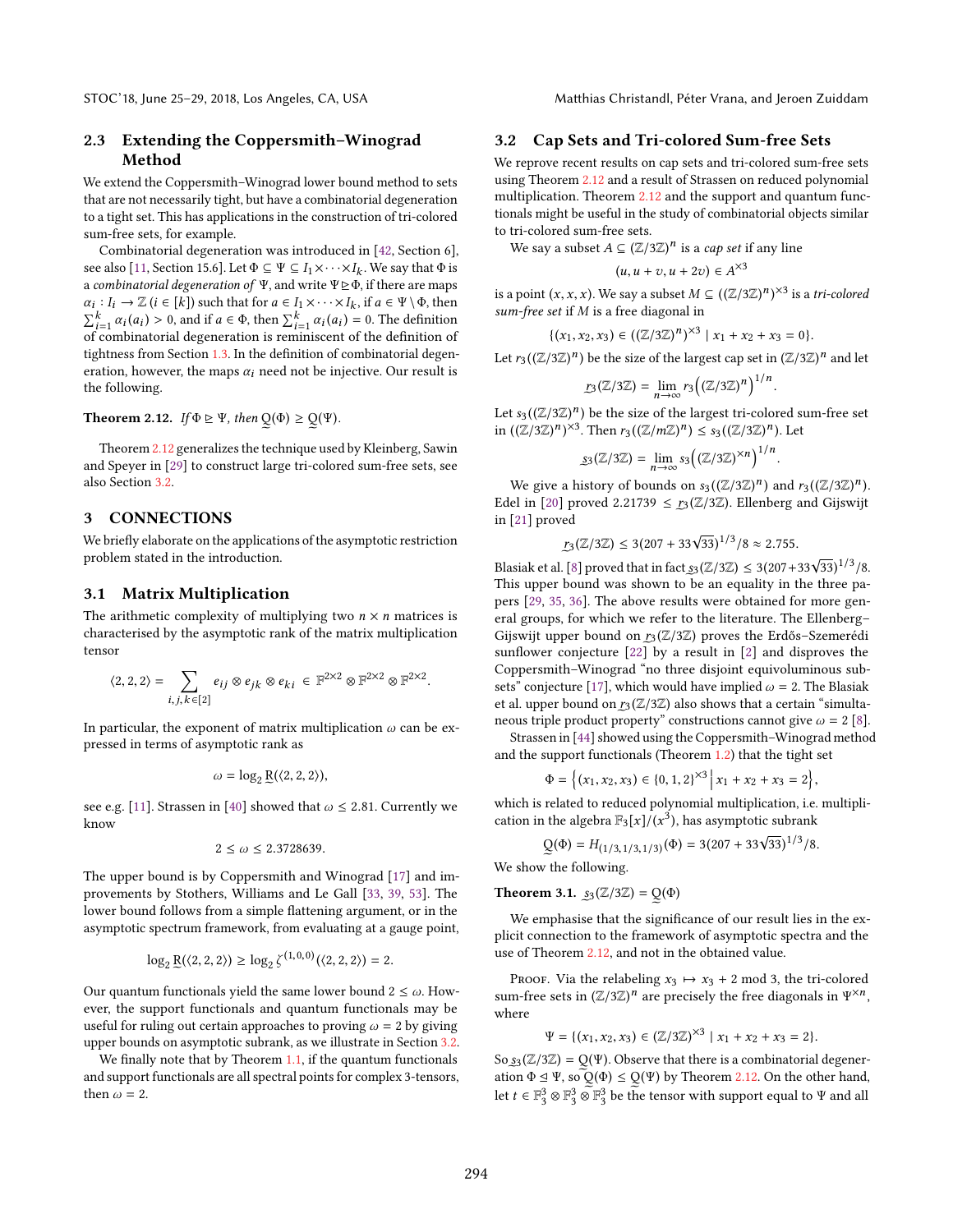### 2.3 Extending the Coppersmith–Winograd Method

We extend the Coppersmith–Winograd lower bound method to sets that are not necessarily tight, but have a combinatorial degeneration to a tight set. This has applications in the construction of tri-colored sum-free sets, for example.

Combinatorial degeneration was introduced in [42, Section 6], see also [11, Section 15.6]. Let $\Phi \subseteq \Psi \subseteq I_1 \times \cdots \times I_k$. We say that $\Phi$ is a *combinatorial degeneration of* $\Psi$, and write $\Psi \trianglerighteq \Phi$, if there are maps $\alpha_i : I_i \to \mathbb{Z}$ ($i \in [k]$) such that for $a \in I_1 \times \cdots \times I_k$, if $a \in \Psi \setminus \Phi$, then $\sum_{i=1}^{k} \alpha_i(a_i) > 0$, and if $a \in \Phi$, then $\sum_{i=1}^{k} \alpha_i(a_i) = 0$. The definition of combinatorial degeneration is reminiscent of the definition of tightness from Section 1.3. In the definition of combinatorial degeneration, however, the maps $\alpha_i$ need not be injective. Our result is the following.

**Theorem 2.12.** *If* $\Phi \trianglerighteq \Psi$, *then* $\underset{\sim}{Q}(\Phi) \geq \underset{\sim}{Q}(\Psi)$.

Theorem 2.12 generalizes the technique used by Kleinberg, Sawin and Speyer in [29] to construct large tri-colored sum-free sets, see also Section 3.2.

## 3 CONNECTIONS

We briefly elaborate on the applications of the asymptotic restriction problem stated in the introduction.

### 3.1 Matrix Multiplication

The arithmetic complexity of multiplying two $n \times n$ matrices is characterised by the asymptotic rank of the matrix multiplication tensor

$$\langle 2, 2, 2 \rangle = \sum_{i,j,k \in [2]} e_{ij} \otimes e_{jk} \otimes e_{ki} \; \in \mathbb{F}^{2\times 2} \otimes \mathbb{F}^{2\times 2} \otimes \mathbb{F}^{2\times 2}.$$

In particular, the exponent of matrix multiplication $\omega$ can be expressed in terms of asymptotic rank as

$$\omega = \log_2 \underset{\sim}{R}(\langle 2, 2, 2 \rangle),$$

see e.g. [11]. Strassen in [40] showed that $\omega \leq 2.81$. Currently we know

$$2 \leq \omega \leq 2.3728639.$$

The upper bound is by Coppersmith and Winograd [17] and improvements by Stothers, Williams and Le Gall [33, 39, 53]. The lower bound follows from a simple flattening argument, or in the asymptotic spectrum framework, from evaluating at a gauge point,

$$\log_2 \underset{\sim}{R}(\langle 2, 2, 2 \rangle) \geq \log_2 \zeta^{(1,0,0)}(\langle 2, 2, 2 \rangle) = 2.$$

Our quantum functionals yield the same lower bound $2 \leq \omega$. However, the support functionals and quantum functionals may be useful for ruling out certain approaches to proving $\omega = 2$ by giving upper bounds on asymptotic subrank, as we illustrate in Section 3.2.

We finally note that by Theorem 1.1, if the quantum functionals and support functionals are all spectral points for complex 3-tensors, then $\omega = 2$.

### 3.2 Cap Sets and Tri-colored Sum-free Sets

We reprove recent results on cap sets and tri-colored sum-free sets using Theorem 2.12 and a result of Strassen on reduced polynomial multiplication. Theorem 2.12 and the support and quantum functionals might be useful in the study of combinatorial objects similar to tri-colored sum-free sets.

We say a subset $A \subseteq (\mathbb{Z}/3\mathbb{Z})^n$ is a *cap set* if any line

$$(u, u + v, u + 2v) \in A^{\times 3}$$

is a point $(x, x, x)$. We say a subset $M \subseteq ((\mathbb{Z}/3\mathbb{Z})^n)^{\times 3}$ is a *tri-colored sum-free set* if $M$ is a free diagonal in

$$\{(x_1, x_2, x_3) \in ((\mathbb{Z}/3\mathbb{Z})^n)^{\times 3} \mid x_1 + x_2 + x_3 = 0\}.$$

Let $r_3((\mathbb{Z}/3\mathbb{Z})^n)$ be the size of the largest cap set in $(\mathbb{Z}/3\mathbb{Z})^n$ and let

$$\underset{\sim}{r_3}(\mathbb{Z}/3\mathbb{Z}) = \lim_{n\to\infty} r_3\big((\mathbb{Z}/3\mathbb{Z})^n\big)^{1/n}.$$

Let $s_3((\mathbb{Z}/3\mathbb{Z})^n)$ be the size of the largest tri-colored sum-free set in $((\mathbb{Z}/3\mathbb{Z})^n)^{\times 3}$. Then $r_3((\mathbb{Z}/m\mathbb{Z})^n) \leq s_3((\mathbb{Z}/3\mathbb{Z})^n)$. Let

$$\underset{\sim}{s_3}(\mathbb{Z}/3\mathbb{Z}) = \lim_{n\to\infty} s_3\big((\mathbb{Z}/3\mathbb{Z})^{\times n}\big)^{1/n}.$$

We give a history of bounds on $s_3((\mathbb{Z}/3\mathbb{Z})^n)$ and $r_3((\mathbb{Z}/3\mathbb{Z})^n)$. Edel in [20] proved $2.21739 \leq \underset{\sim}{r_3}(\mathbb{Z}/3\mathbb{Z})$. Ellenberg and Gijswijt in [21] proved

$$\underset{\sim}{r_3}(\mathbb{Z}/3\mathbb{Z}) \leq 3(207 + 33\sqrt{33})^{1/3}/8 \approx 2.755.$$

Blasiak et al. [8] proved that in fact $\underset{\sim}{s_3}(\mathbb{Z}/3\mathbb{Z}) \leq 3(207+33\sqrt{33})^{1/3}/8$. This upper bound was shown to be an equality in the three papers [29, 35, 36]. The above results were obtained for more general groups, for which we refer to the literature. The Ellenberg–Gijswijt upper bound on $\underset{\sim}{r_3}(\mathbb{Z}/3\mathbb{Z})$ proves the Erdős–Szemerédi sunflower conjecture [22] by a result in [2] and disproves the Coppersmith–Winograd "no three disjoint equivoluminous subsets" conjecture [17], which would have implied $\omega = 2$. The Blasiak et al. upper bound on $\underset{\sim}{r_3}(\mathbb{Z}/3\mathbb{Z})$ also shows that a certain "simultaneous triple product property" constructions cannot give $\omega = 2$ [8].

Strassen in [44] showed using the Coppersmith–Winograd method and the support functionals (Theorem 1.2) that the tight set

$$\Phi = \Big\{(x_1, x_2, x_3) \in \{0, 1, 2\}^{\times 3} \,\Big|\, x_1 + x_2 + x_3 = 2\Big\},$$

which is related to reduced polynomial multiplication, i.e. multiplication in the algebra $\mathbb{F}_3[x]/(x^3)$, has asymptotic subrank

$$\underset{\sim}{Q}(\Phi) = H_{(1/3,1/3,1/3)}(\Phi) = 3(207 + 33\sqrt{33})^{1/3}/8.$$

We show the following.

**Theorem 3.1.** $\underset{\sim}{s_3}(\mathbb{Z}/3\mathbb{Z}) = \underset{\sim}{Q}(\Phi)$

We emphasise that the significance of our result lies in the explicit connection to the framework of asymptotic spectra and the use of Theorem 2.12, and not in the obtained value.

Proof. Via the relabeling $x_3 \mapsto x_3 + 2 \bmod 3$, the tri-colored sum-free sets in $(\mathbb{Z}/3\mathbb{Z})^n$ are precisely the free diagonals in $\Psi^{\times n}$, where

$$\Psi = \{(x_1, x_2, x_3) \in (\mathbb{Z}/3\mathbb{Z})^{\times 3} \mid x_1 + x_2 + x_3 = 2\}.$$

So $\underset{\sim}{s_3}(\mathbb{Z}/3\mathbb{Z}) = \underset{\sim}{Q}(\Psi)$. Observe that there is a combinatorial degeneration $\Phi \trianglelefteq \Psi$, so $\underset{\sim}{Q}(\Phi) \leq \underset{\sim}{Q}(\Psi)$ by Theorem 2.12. On the other hand, let $t \in \mathbb{F}_3^3 \otimes \mathbb{F}_3^3 \otimes \mathbb{F}_3^3$ be the tensor with support equal to $\Psi$ and all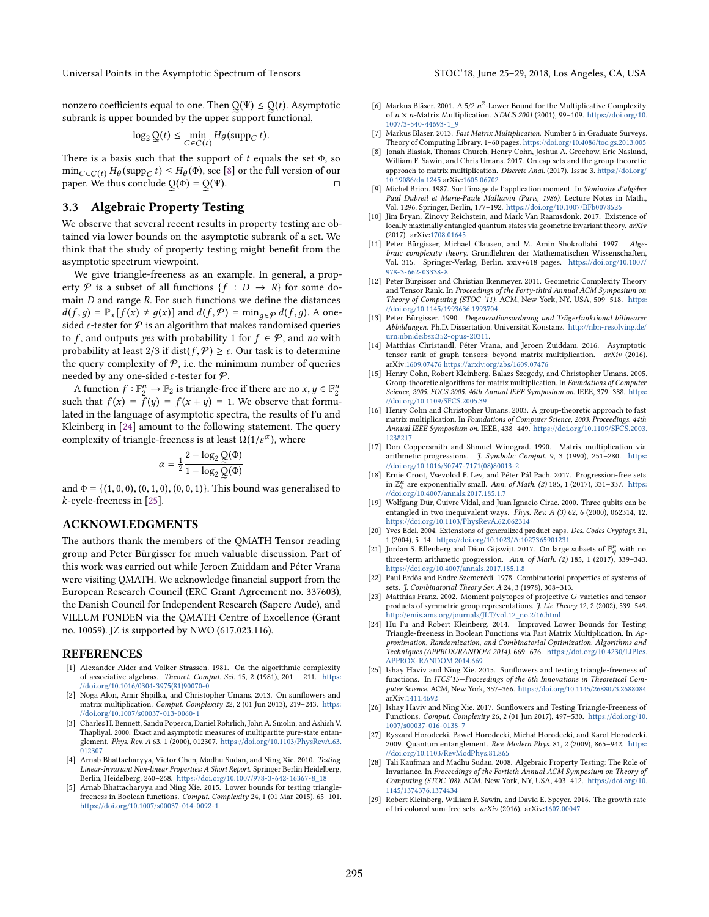nonzero coefficients equal to one. Then $\underset{\sim}{Q}(\Psi) \leq \underset{\sim}{Q}(t)$. Asymptotic subrank is upper bounded by the upper support functional,

$$\log_2 \underset{\sim}{Q}(t) \leq \min_{C \in \mathcal{C}(t)} H_\theta(\operatorname{supp}_C t).$$

There is a basis such that the support of $t$ equals the set $\Phi$, so $\min_{C \in \mathcal{C}(t)} H_\theta(\operatorname{supp}_C t) \leq H_\theta(\Phi)$, see [8] or the full version of our paper. We thus conclude $\underset{\sim}{Q}(\Phi) = \underset{\sim}{Q}(\Psi)$. □

### 3.3 Algebraic Property Testing

We observe that several recent results in property testing are obtained via lower bounds on the asymptotic subrank of a set. We think that the study of property testing might benefit from the asymptotic spectrum viewpoint.

We give triangle-freeness as an example. In general, a property $\mathcal{P}$ is a subset of all functions $\{f : D \to R\}$ for some domain $D$ and range $R$. For such functions we define the distances $d(f, g) = \mathbb{P}_x[f(x) \neq g(x)]$ and $d(f, \mathcal{P}) = \min_{g \in \mathcal{P}} d(f, g)$. A one-sided $\varepsilon$-tester for $\mathcal{P}$ is an algorithm that makes randomised queries to $f$, and outputs *yes* with probability 1 for $f \in \mathcal{P}$, and *no* with probability at least 2/3 if $\operatorname{dist}(f, \mathcal{P}) \geq \varepsilon$. Our task is to determine the query complexity of $\mathcal{P}$, i.e. the minimum number of queries needed by any one-sided $\varepsilon$-tester for $\mathcal{P}$.

A function $f : \mathbb{F}_2^n \to \mathbb{F}_2$ is triangle-free if there are no $x, y \in \mathbb{F}_2^n$ such that $f(x) = f(y) = f(x + y) = 1$. We observe that formulated in the language of asymptotic spectra, the results of Fu and Kleinberg in [24] amount to the following statement. The query complexity of triangle-freeness is at least $\Omega(1/\varepsilon^\alpha)$, where

$$\alpha = \frac{1}{2} \frac{2 - \log_2 \underset{\sim}{Q}(\Phi)}{1 - \log_2 \underset{\sim}{Q}(\Phi)}$$

and $\Phi = \{(1, 0, 0), (0, 1, 0), (0, 0, 1)\}$. This bound was generalised to $k$-cycle-freeness in [25].

## ACKNOWLEDGMENTS

The authors thank the members of the QMATH Tensor reading group and Peter Bürgisser for much valuable discussion. Part of this work was carried out while Jeroen Zuiddam and Péter Vrana were visiting QMATH. We acknowledge financial support from the European Research Council (ERC Grant Agreement no. 337603), the Danish Council for Independent Research (Sapere Aude), and VILLUM FONDEN via the QMATH Centre of Excellence (Grant no. 10059). JZ is supported by NWO (617.023.116).

## REFERENCES

[1] Alexander Alder and Volker Strassen. 1981. On the algorithmic complexity of associative algebras. *Theoret. Comput. Sci.* 15, 2 (1981), 201 – 211. https://doi.org/10.1016/0304-3975(81)90070-0

[2] Noga Alon, Amir Shpilka, and Christopher Umans. 2013. On sunflowers and matrix multiplication. *Comput. Complexity* 22, 2 (01 Jun 2013), 219–243. https://doi.org/10.1007/s00037-013-0060-1

[3] Charles H. Bennett, Sandu Popescu, Daniel Rohrlich, John A. Smolin, and Ashish V. Thapliyal. 2000. Exact and asymptotic measures of multipartite pure-state entanglement. *Phys. Rev. A* 63, 1 (2000), 012307. https://doi.org/10.1103/PhysRevA.63.012307

[4] Arnab Bhattacharyya, Victor Chen, Madhu Sudan, and Ning Xie. 2010. *Testing Linear-Invariant Non-linear Properties: A Short Report.* Springer Berlin Heidelberg, Berlin, Heidelberg, 260–268. https://doi.org/10.1007/978-3-642-16367-8_18

[5] Arnab Bhattacharyya and Ning Xie. 2015. Lower bounds for testing triangle-freeness in Boolean functions. *Comput. Complexity* 24, 1 (01 Mar 2015), 65–101. https://doi.org/10.1007/s00037-014-0092-1

[6] Markus Bläser. 2001. A 5/2 $n^2$-Lower Bound for the Multiplicative Complexity of $n \times n$-Matrix Multiplication. *STACS 2001* (2001), 99–109. https://doi.org/10.1007/3-540-44693-1_9

[7] Markus Bläser. 2013. *Fast Matrix Multiplication.* Number 5 in Graduate Surveys. Theory of Computing Library. 1–60 pages. https://doi.org/10.4086/toc.gs.2013.005

[8] Jonah Blasiak, Thomas Church, Henry Cohn, Joshua A. Grochow, Eric Naslund, William F. Sawin, and Chris Umans. 2017. On cap sets and the group-theoretic approach to matrix multiplication. *Discrete Anal.* (2017). Issue 3. https://doi.org/10.19086/da.1245 arXiv:1605.06702

[9] Michel Brion. 1987. Sur l'image de l'application moment. In *Séminaire d'algèbre Paul Dubreil et Marie-Paule Malliavin (Paris, 1986).* Lecture Notes in Math., Vol. 1296. Springer, Berlin, 177–192. https://doi.org/10.1007/BFb0078526

[10] Jim Bryan, Zinovy Reichstein, and Mark Van Raamsdonk. 2017. Existence of locally maximally entangled quantum states via geometric invariant theory. *arXiv* (2017). arXiv:1708.01645

[11] Peter Bürgisser, Michael Clausen, and M. Amin Shokrollahi. 1997. *Algebraic complexity theory.* Grundlehren der Mathematischen Wissenschaften, Vol. 315. Springer-Verlag, Berlin. xxiv+618 pages. https://doi.org/10.1007/978-3-662-03338-8

[12] Peter Bürgisser and Christian Ikenmeyer. 2011. Geometric Complexity Theory and Tensor Rank. In *Proceedings of the Forty-third Annual ACM Symposium on Theory of Computing (STOC '11).* ACM, New York, NY, USA, 509–518. https://doi.org/10.1145/1993636.1993704

[13] Peter Bürgisser. 1990. *Degenerationsordnung und Trägerfunktional bilinearer Abbildungen.* Ph.D. Dissertation. Universität Konstanz. http://nbn-resolving.de/urn:nbn:de:bsz:352-opus-20311.

[14] Matthias Christandl, Péter Vrana, and Jeroen Zuiddam. 2016. Asymptotic tensor rank of graph tensors: beyond matrix multiplication. *arXiv* (2016). arXiv:1609.07476 https://arxiv.org/abs/1609.07476

[15] Henry Cohn, Robert Kleinberg, Balazs Szegedy, and Christopher Umans. 2005. Group-theoretic algorithms for matrix multiplication. In *Foundations of Computer Science, 2005. FOCS 2005. 46th Annual IEEE Symposium on.* IEEE, 379–388. https://doi.org/10.1109/SFCS.2005.39

[16] Henry Cohn and Christopher Umans. 2003. A group-theoretic approach to fast matrix multiplication. In *Foundations of Computer Science, 2003. Proceedings. 44th Annual IEEE Symposium on.* IEEE. https://doi.org/10.1109/SFCS.2003.1238217

[17] Don Coppersmith and Shmuel Winograd. 1990. Matrix multiplication via arithmetic progressions. *J. Symbolic Comput.* 9, 3 (1990), 251–280. https://doi.org/10.1016/S0747-7171(08)80013-2

[18] Ernie Croot, Vsevolod F. Lev, and Péter Pál Pach. 2017. Progression-free sets in $\mathbb{Z}_4^n$ are exponentially small. *Ann. of Math. (2)* 185, 1 (2017), 331–337. https://doi.org/10.4007/annals.2017.185.1.7

[19] Wolfgang Dür, Guivre Vidal, and Juan Ignacio Cirac. 2000. Three qubits can be entangled in two inequivalent ways. *Phys. Rev. A (3)* 62, 6 (2000), 062314, 12. https://doi.org/10.1103/PhysRevA.62.062314

[20] Yves Edel. 2004. Extensions of generalized product caps. *Des. Codes Cryptogr.* 31, 1 (2004), 5–14. https://doi.org/10.1023/A:1027365901231

[21] Jordan S. Ellenberg and Dion Gijswijt. 2017. On large subsets of $\mathbb{F}_q^n$ with no three-term arithmetic progression. *Ann. of Math. (2)* 185, 1 (2017), 339–343. https://doi.org/10.4007/annals.2017.185.1.8

[22] Paul Erdős and Endre Szemerédi. 1978. Combinatorial properties of systems of sets. *J. Combinatorial Theory Ser. A* 24, 3 (1978), 308–313.

[23] Matthias Franz. 2002. Moment polytopes of projective $G$-varieties and tensor products of symmetric group representations. *J. Lie Theory* 12, 2 (2002), 539–549. http://emis.ams.org/journals/JLT/vol.12_no.2/16.html

[24] Hu Fu and Robert Kleinberg. 2014. Improved Lower Bounds for Testing Triangle-freeness in Boolean Functions via Fast Matrix Multiplication. In *Approximation, Randomization, and Combinatorial Optimization. Algorithms and Techniques (APPROX/RANDOM 2014).* 669–676. https://doi.org/10.4230/LIPIcs.APPROX-RANDOM.2014.669

[25] Ishay Haviv and Ning Xie. 2015. Sunflowers and testing triangle-freeness of functions. In *ITCS'15—Proceedings of the 6th Innovations in Theoretical Computer Science.* ACM, New York, 357–366. https://doi.org/10.1145/2688073.2688084 arXiv:1411.4692

[26] Ishay Haviv and Ning Xie. 2017. Sunflowers and Testing Triangle-Freeness of Functions. *Comput. Complexity* 26, 2 (01 Jun 2017), 497–530. https://doi.org/10.1007/s00037-016-0138-7

[27] Ryszard Horodecki, Paweł Horodecki, Michał Horodecki, and Karol Horodecki. 2009. Quantum entanglement. *Rev. Modern Phys.* 81, 2 (2009), 865–942. https://doi.org/10.1103/RevModPhys.81.865

[28] Tali Kaufman and Madhu Sudan. 2008. Algebraic Property Testing: The Role of Invariance. In *Proceedings of the Fortieth Annual ACM Symposium on Theory of Computing (STOC '08).* ACM, New York, NY, USA, 403–412. https://doi.org/10.1145/1374376.1374434

[29] Robert Kleinberg, William F. Sawin, and David E. Speyer. 2016. The growth rate of tri-colored sum-free sets. *arXiv* (2016). arXiv:1607.00047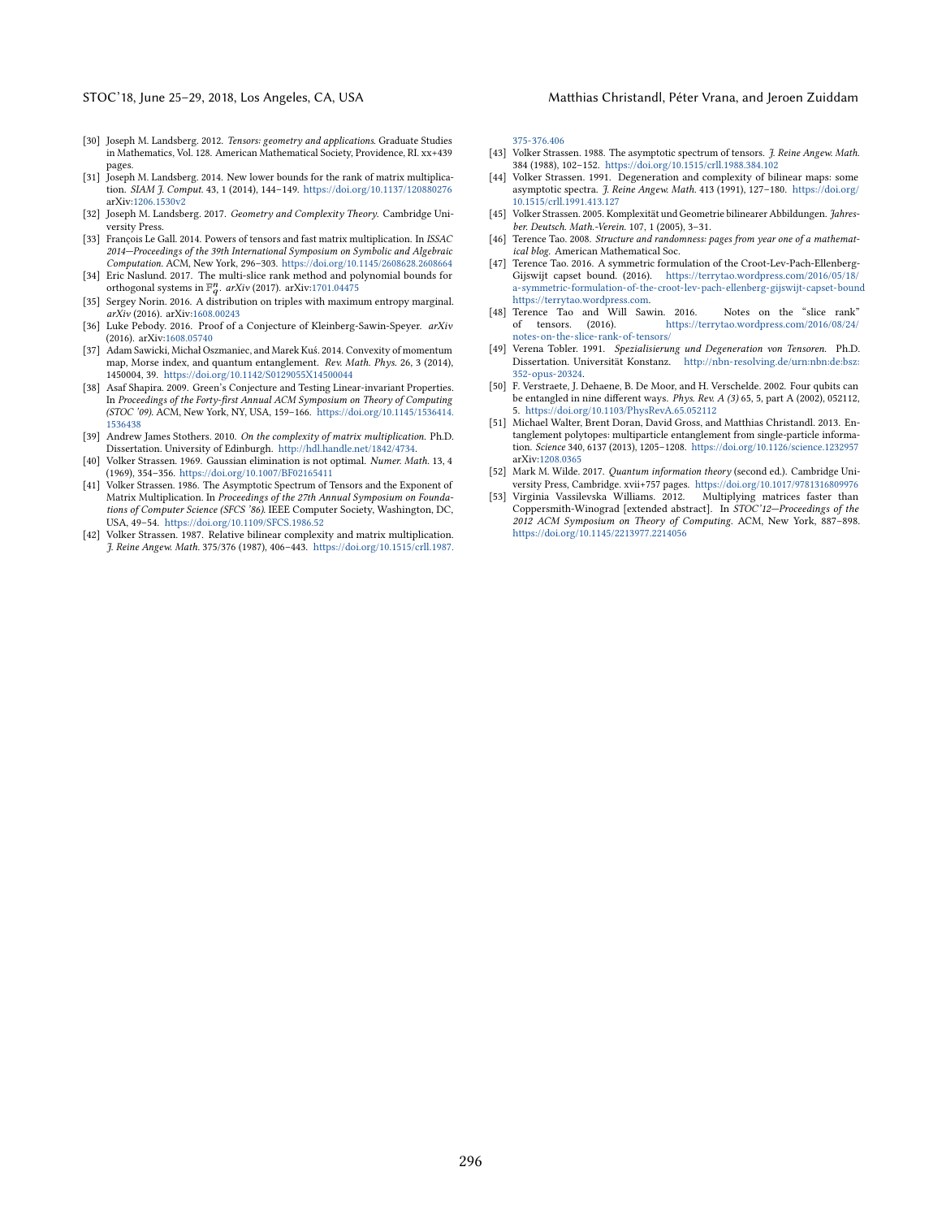[30] Joseph M. Landsberg. 2012. *Tensors: geometry and applications*. Graduate Studies in Mathematics, Vol. 128. American Mathematical Society, Providence, RI. xx+439 pages.

[31] Joseph M. Landsberg. 2014. New lower bounds for the rank of matrix multiplication. *SIAM J. Comput.* 43, 1 (2014), 144–149. https://doi.org/10.1137/120880276 arXiv:1206.1530v2

[32] Joseph M. Landsberg. 2017. *Geometry and Complexity Theory*. Cambridge University Press.

[33] François Le Gall. 2014. Powers of tensors and fast matrix multiplication. In *ISSAC 2014—Proceedings of the 39th International Symposium on Symbolic and Algebraic Computation*. ACM, New York, 296–303. https://doi.org/10.1145/2608628.2608664

[34] Eric Naslund. 2017. The multi-slice rank method and polynomial bounds for orthogonal systems in $\mathbb{F}_q^n$. *arXiv* (2017). arXiv:1701.04475

[35] Sergey Norin. 2016. A distribution on triples with maximum entropy marginal. *arXiv* (2016). arXiv:1608.00243

[36] Luke Pebody. 2016. Proof of a Conjecture of Kleinberg-Sawin-Speyer. *arXiv* (2016). arXiv:1608.05740

[37] Adam Sawicki, Michał Oszmaniec, and Marek Kuś. 2014. Convexity of momentum map, Morse index, and quantum entanglement. *Rev. Math. Phys.* 26, 3 (2014), 1450004, 39. https://doi.org/10.1142/S0129055X14500044

[38] Asaf Shapira. 2009. Green's Conjecture and Testing Linear-invariant Properties. In *Proceedings of the Forty-first Annual ACM Symposium on Theory of Computing (STOC '09)*. ACM, New York, NY, USA, 159–166. https://doi.org/10.1145/1536414.1536438

[39] Andrew James Stothers. 2010. *On the complexity of matrix multiplication*. Ph.D. Dissertation. University of Edinburgh. http://hdl.handle.net/1842/4734.

[40] Volker Strassen. 1969. Gaussian elimination is not optimal. *Numer. Math.* 13, 4 (1969), 354–356. https://doi.org/10.1007/BF02165411

[41] Volker Strassen. 1986. The Asymptotic Spectrum of Tensors and the Exponent of Matrix Multiplication. In *Proceedings of the 27th Annual Symposium on Foundations of Computer Science (SFCS '86)*. IEEE Computer Society, Washington, DC, USA, 49–54. https://doi.org/10.1109/SFCS.1986.52

[42] Volker Strassen. 1987. Relative bilinear complexity and matrix multiplication. *J. Reine Angew. Math.* 375/376 (1987), 406–443. https://doi.org/10.1515/crll.1987.375-376.406

[43] Volker Strassen. 1988. The asymptotic spectrum of tensors. *J. Reine Angew. Math.* 384 (1988), 102–152. https://doi.org/10.1515/crll.1988.384.102

[44] Volker Strassen. 1991. Degeneration and complexity of bilinear maps: some asymptotic spectra. *J. Reine Angew. Math.* 413 (1991), 127–180. https://doi.org/10.1515/crll.1991.413.127

[45] Volker Strassen. 2005. Komplexität und Geometrie bilinearer Abbildungen. *Jahresber. Deutsch. Math.-Verein.* 107, 1 (2005), 3–31.

[46] Terence Tao. 2008. *Structure and randomness: pages from year one of a mathematical blog*. American Mathematical Soc.

[47] Terence Tao. 2016. A symmetric formulation of the Croot-Lev-Pach-Ellenberg-Gijswijt capset bound. (2016). https://terrytao.wordpress.com/2016/05/18/a-symmetric-formulation-of-the-croot-lev-pach-ellenberg-gijswijt-capset-bound https://terrytao.wordpress.com.

[48] Terence Tao and Will Sawin. 2016. Notes on the "slice rank" of tensors. (2016). https://terrytao.wordpress.com/2016/08/24/notes-on-the-slice-rank-of-tensors/

[49] Verena Tobler. 1991. *Spezialisierung und Degeneration von Tensoren*. Ph.D. Dissertation. Universität Konstanz. http://nbn-resolving.de/urn:nbn:de:bsz:352-opus-20324.

[50] F. Verstraete, J. Dehaene, B. De Moor, and H. Verschelde. 2002. Four qubits can be entangled in nine different ways. *Phys. Rev. A (3)* 65, 5, part A (2002), 052112, 5. https://doi.org/10.1103/PhysRevA.65.052112

[51] Michael Walter, Brent Doran, David Gross, and Matthias Christandl. 2013. Entanglement polytopes: multiparticle entanglement from single-particle information. *Science* 340, 6137 (2013), 1205–1208. https://doi.org/10.1126/science.1232957 arXiv:1208.0365

[52] Mark M. Wilde. 2017. *Quantum information theory* (second ed.). Cambridge University Press, Cambridge. xvii+757 pages. https://doi.org/10.1017/9781316809976

[53] Virginia Vassilevska Williams. 2012. Multiplying matrices faster than Coppersmith-Winograd [extended abstract]. In *STOC'12—Proceedings of the 2012 ACM Symposium on Theory of Computing*. ACM, New York, 887–898. https://doi.org/10.1145/2213977.2214056